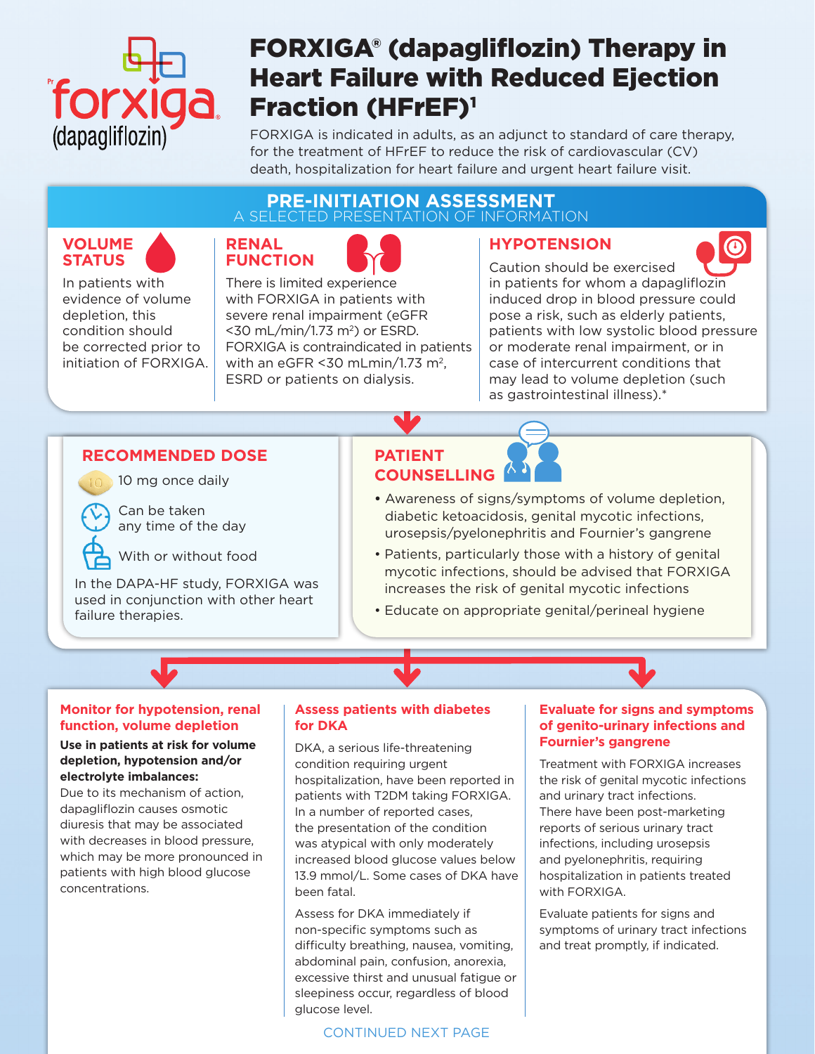# FORXIGA® (dapagliflozin) Therapy in Heart Failure with Reduced Ejection Fraction (HFrEF)[1]

FORXIGA is indicated in adults, as an adjunct to standard of care therapy, for the treatment of HFrEF to reduce the risk of cardiovascular (CV) death, hospitalization for heart failure and urgent heart failure visit.

## PRE-INITIATION ASSESSMENT

A SELECTED PRESENTATION OF INFORMATION

### VOLUME STATUS

In patients with evidence of volume depletion, this condition should be corrected prior to initiation of FORXIGA.

### RENAL FUNCTION

There is limited experience with FORXIGA in patients with severe renal impairment (eGFR <30 mL/min/1.73 m$^2$) or ESRD. FORXIGA is contraindicated in patients with an eGFR <30 mLmin/1.73 m$^2$, ESRD or patients on dialysis.

### HYPOTENSION

Caution should be exercised in patients for whom a dapagliflozin induced drop in blood pressure could pose a risk, such as elderly patients, patients with low systolic blood pressure or moderate renal impairment, or in case of intercurrent conditions that may lead to volume depletion (such as gastrointestinal illness).*

## RECOMMENDED DOSE

- 10 mg once daily
- Can be taken any time of the day
- With or without food

In the DAPA-HF study, FORXIGA was used in conjunction with other heart failure therapies.

## PATIENT COUNSELLING

- Awareness of signs/symptoms of volume depletion, diabetic ketoacidosis, genital mycotic infections, urosepsis/pyelonephritis and Fournier's gangrene
- Patients, particularly those with a history of genital mycotic infections, should be advised that FORXIGA increases the risk of genital mycotic infections
- Educate on appropriate genital/perineal hygiene

### Monitor for hypotension, renal function, volume depletion

**Use in patients at risk for volume depletion, hypotension and/or electrolyte imbalances:**
Due to its mechanism of action, dapagliflozin causes osmotic diuresis that may be associated with decreases in blood pressure, which may be more pronounced in patients with high blood glucose concentrations.

### Assess patients with diabetes for DKA

DKA, a serious life-threatening condition requiring urgent hospitalization, have been reported in patients with T2DM taking FORXIGA. In a number of reported cases, the presentation of the condition was atypical with only moderately increased blood glucose values below 13.9 mmol/L. Some cases of DKA have been fatal.

Assess for DKA immediately if non-specific symptoms such as difficulty breathing, nausea, vomiting, abdominal pain, confusion, anorexia, excessive thirst and unusual fatigue or sleepiness occur, regardless of blood glucose level.

### Evaluate for signs and symptoms of genito-urinary infections and Fournier's gangrene

Treatment with FORXIGA increases the risk of genital mycotic infections and urinary tract infections. There have been post-marketing reports of serious urinary tract infections, including urosepsis and pyelonephritis, requiring hospitalization in patients treated with FORXIGA.

Evaluate patients for signs and symptoms of urinary tract infections and treat promptly, if indicated.

CONTINUED NEXT PAGE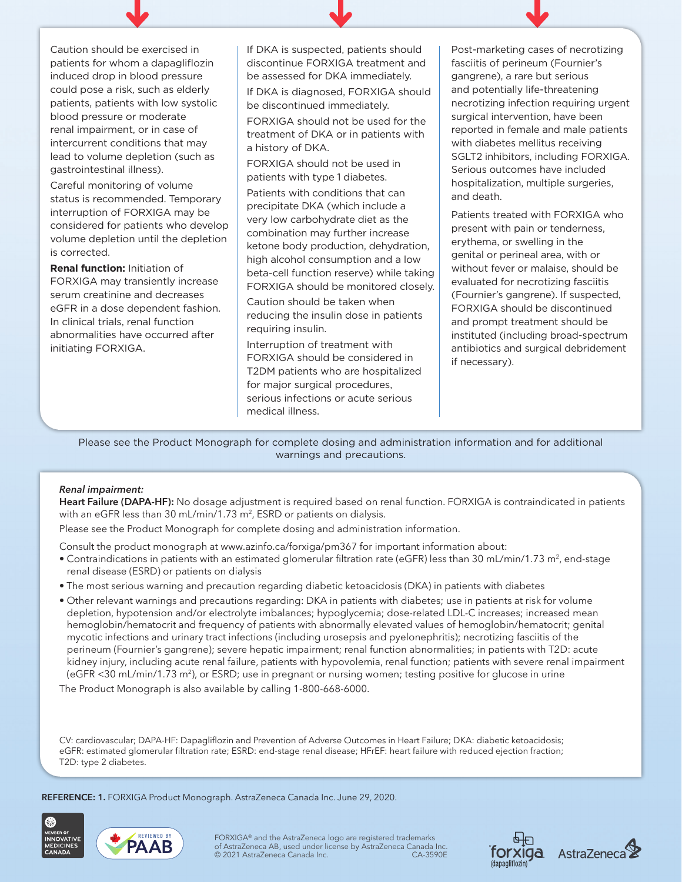Caution should be exercised in patients for whom a dapagliflozin induced drop in blood pressure could pose a risk, such as elderly patients, patients with low systolic blood pressure or moderate renal impairment, or in case of intercurrent conditions that may lead to volume depletion (such as gastrointestinal illness).

Careful monitoring of volume status is recommended. Temporary interruption of FORXIGA may be considered for patients who develop volume depletion until the depletion is corrected.

**Renal function:** Initiation of FORXIGA may transiently increase serum creatinine and decreases eGFR in a dose dependent fashion. In clinical trials, renal function abnormalities have occurred after initiating FORXIGA.

If DKA is suspected, patients should discontinue FORXIGA treatment and be assessed for DKA immediately.

If DKA is diagnosed, FORXIGA should be discontinued immediately.

FORXIGA should not be used for the treatment of DKA or in patients with a history of DKA.

FORXIGA should not be used in patients with type 1 diabetes.

Patients with conditions that can precipitate DKA (which include a very low carbohydrate diet as the combination may further increase ketone body production, dehydration, high alcohol consumption and a low beta-cell function reserve) while taking FORXIGA should be monitored closely.

Caution should be taken when reducing the insulin dose in patients requiring insulin.

Interruption of treatment with FORXIGA should be considered in T2DM patients who are hospitalized for major surgical procedures, serious infections or acute serious medical illness.

Post-marketing cases of necrotizing fasciitis of perineum (Fournier's gangrene), a rare but serious and potentially life-threatening necrotizing infection requiring urgent surgical intervention, have been reported in female and male patients with diabetes mellitus receiving SGLT2 inhibitors, including FORXIGA. Serious outcomes have included hospitalization, multiple surgeries, and death.

Patients treated with FORXIGA who present with pain or tenderness, erythema, or swelling in the genital or perineal area, with or without fever or malaise, should be evaluated for necrotizing fasciitis (Fournier's gangrene). If suspected, FORXIGA should be discontinued and prompt treatment should be instituted (including broad-spectrum antibiotics and surgical debridement if necessary).

Please see the Product Monograph for complete dosing and administration information and for additional warnings and precautions.

***Renal impairment:***

**Heart Failure (DAPA-HF):** No dosage adjustment is required based on renal function. FORXIGA is contraindicated in patients with an eGFR less than 30 mL/min/1.73 m$^2$, ESRD or patients on dialysis.

Please see the Product Monograph for complete dosing and administration information.

Consult the product monograph at www.azinfo.ca/forxiga/pm367 for important information about:

- Contraindications in patients with an estimated glomerular filtration rate (eGFR) less than 30 mL/min/1.73 m$^2$, end-stage renal disease (ESRD) or patients on dialysis
- The most serious warning and precaution regarding diabetic ketoacidosis (DKA) in patients with diabetes
- Other relevant warnings and precautions regarding: DKA in patients with diabetes; use in patients at risk for volume depletion, hypotension and/or electrolyte imbalances; hypoglycemia; dose-related LDL-C increases; increased mean hemoglobin/hematocrit and frequency of patients with abnormally elevated values of hemoglobin/hematocrit; genital mycotic infections and urinary tract infections (including urosepsis and pyelonephritis); necrotizing fasciitis of the perineum (Fournier's gangrene); severe hepatic impairment; renal function abnormalities; in patients with T2D: acute kidney injury, including acute renal failure, patients with hypovolemia, renal function; patients with severe renal impairment (eGFR <30 mL/min/1.73 m$^2$), or ESRD; use in pregnant or nursing women; testing positive for glucose in urine

The Product Monograph is also available by calling 1-800-668-6000.

CV: cardiovascular; DAPA-HF: Dapagliflozin and Prevention of Adverse Outcomes in Heart Failure; DKA: diabetic ketoacidosis; eGFR: estimated glomerular filtration rate; ESRD: end-stage renal disease; HFrEF: heart failure with reduced ejection fraction; T2D: type 2 diabetes.

**REFERENCE: 1.** FORXIGA Product Monograph. AstraZeneca Canada Inc. June 29, 2020.

MEMBER OF INNOVATIVE MEDICINES CANADA

REVIEWED BY PAAB

FORXIGA® and the AstraZeneca logo are registered trademarks of AstraZeneca AB, used under license by AstraZeneca Canada Inc.
© 2021 AstraZeneca Canada Inc. CA-3590E

forxiga (dapagliflozin) AstraZeneca